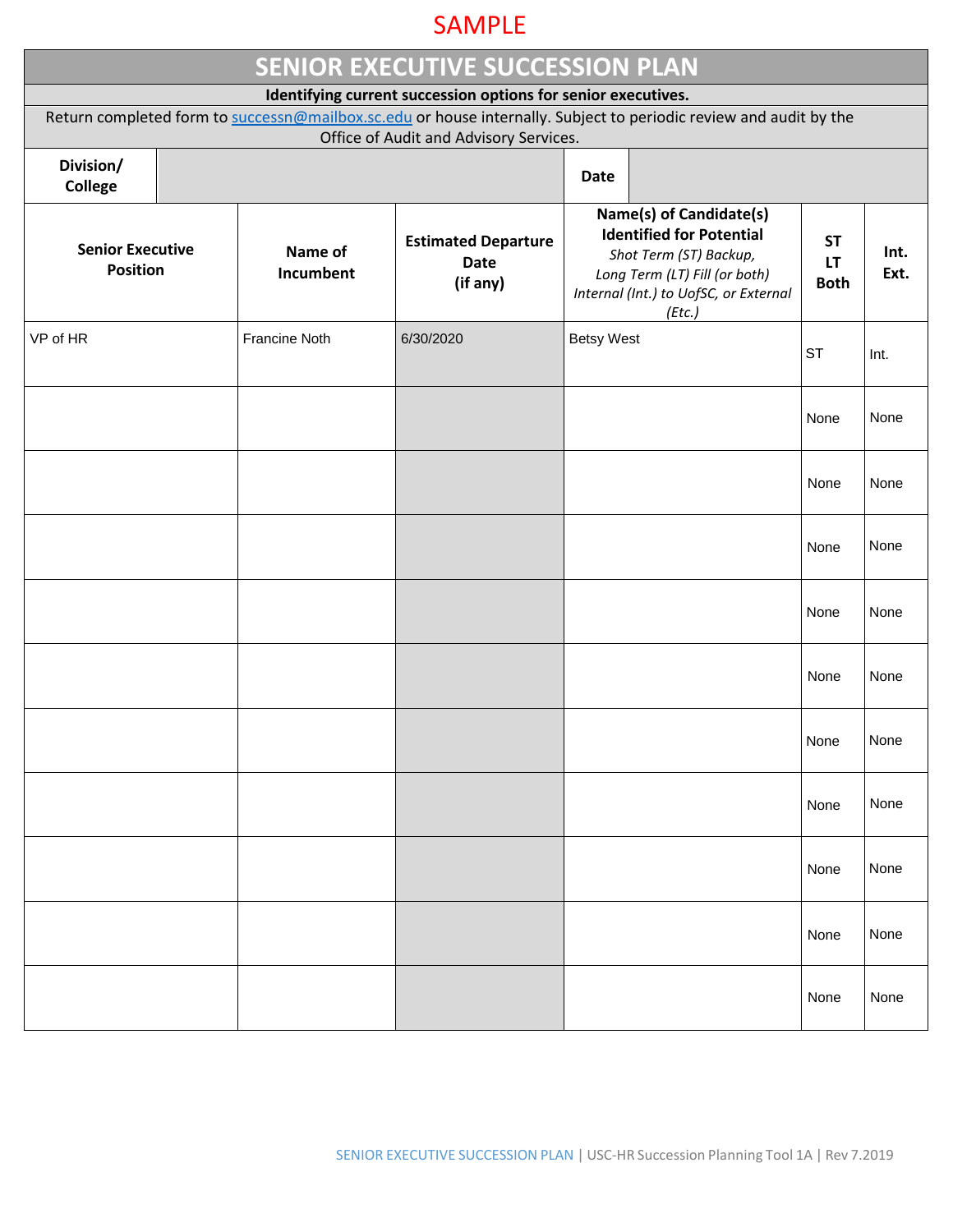SAMPLE

# SENIOR EXECUTIVE SUCCESSION PLAN

**Identifying current succession options for senior executives.**

Return completed form to successn@mailbox.sc.edu or house internally. Subject to periodic review and audit by the Office of Audit and Advisory Services.

| **Division/ College** | | **Date** | |
|---|---|---|---|

| **Senior Executive Position** | **Name of Incumbent** | **Estimated Departure Date (if any)** | **Name(s) of Candidate(s) Identified for Potential** *Shot Term (ST) Backup, Long Term (LT) Fill (or both) Internal (Int.) to UofSC, or External (Etc.)* | **ST LT Both** | **Int. Ext.** |
|---|---|---|---|---|---|
| VP of HR | Francine Noth | 6/30/2020 | Betsy West | ST | Int. |
| | | | | None | None |
| | | | | None | None |
| | | | | None | None |
| | | | | None | None |
| | | | | None | None |
| | | | | None | None |
| | | | | None | None |
| | | | | None | None |
| | | | | None | None |
| | | | | None | None |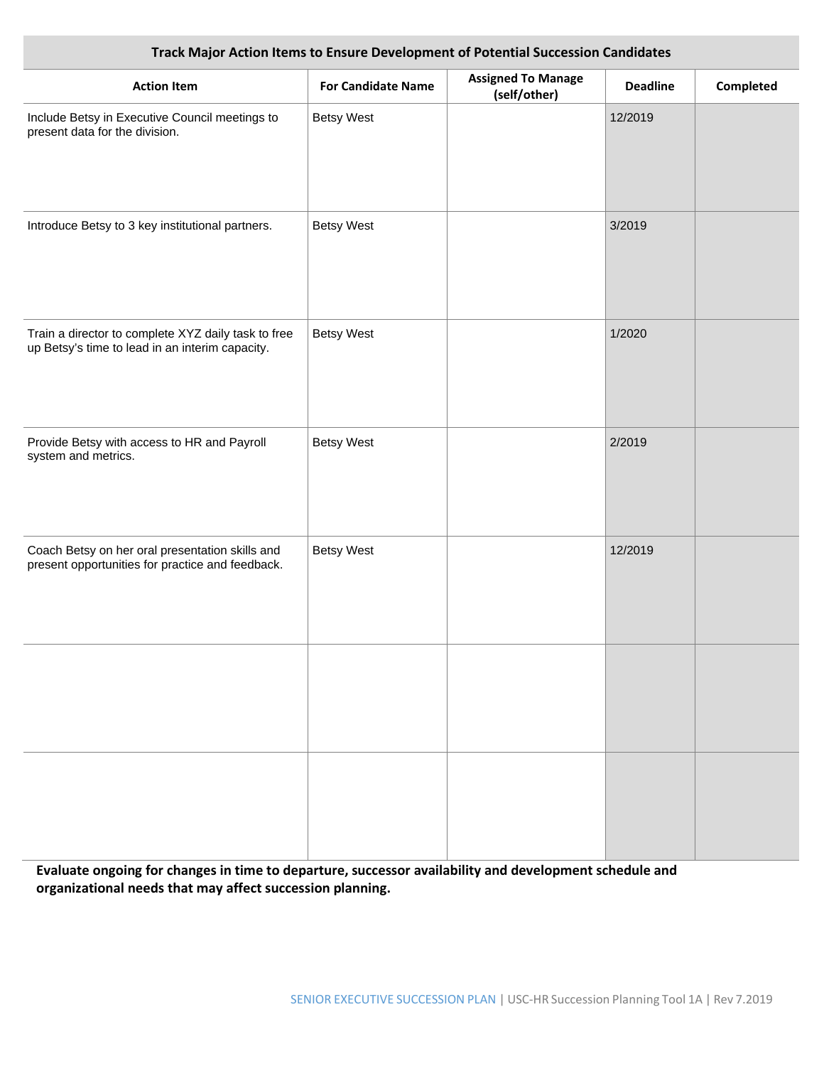| Track Major Action Items to Ensure Development of Potential Succession Candidates | | | | |
|---|---|---|---|---|
| **Action Item** | **For Candidate Name** | **Assigned To Manage (self/other)** | **Deadline** | **Completed** |
| Include Betsy in Executive Council meetings to present data for the division. | Betsy West | | 12/2019 | |
| Introduce Betsy to 3 key institutional partners. | Betsy West | | 3/2019 | |
| Train a director to complete XYZ daily task to free up Betsy's time to lead in an interim capacity. | Betsy West | | 1/2020 | |
| Provide Betsy with access to HR and Payroll system and metrics. | Betsy West | | 2/2019 | |
| Coach Betsy on her oral presentation skills and present opportunities for practice and feedback. | Betsy West | | 12/2019 | |
| | | | | |
| | | | | |

**Evaluate ongoing for changes in time to departure, successor availability and development schedule and organizational needs that may affect succession planning.**